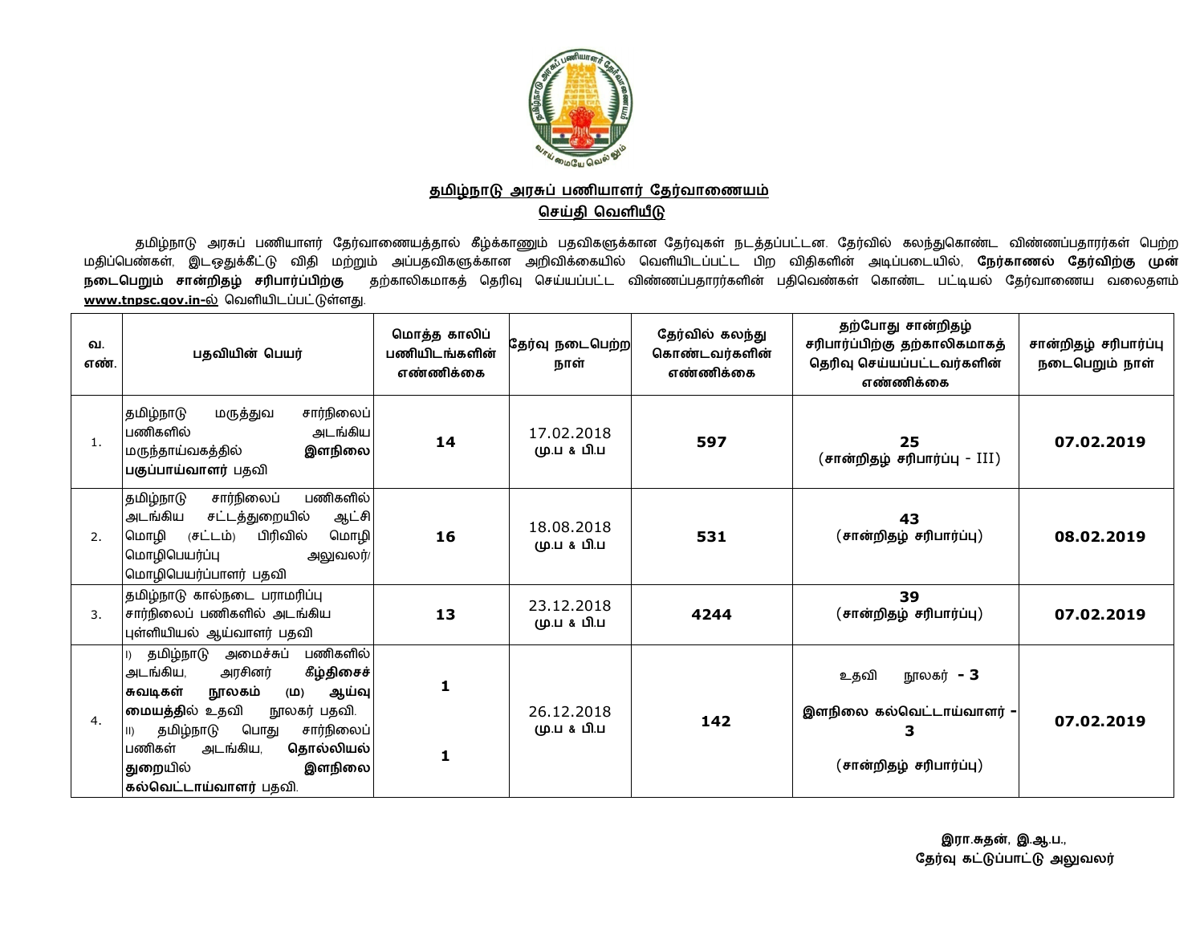## தமிழ்நாடு அரசுப் பணியாளர் தேர்வாணையம்

## செய்தி வெளியீடு

தமிழ்நாடு அரசுப் பணியாளர் தேர்வாணையத்தால் கீழ்க்காணும் பதவிகளுக்கான தேர்வுகள் நடத்தப்பட்டன. தேர்வில் கலந்துகொண்ட விண்ணப்பதாரர்கள் பெற்ற மதிப்பெண்கள், இடஒதுக்கீட்டு விதி மற்றும் அப்பதவிகளுக்கான அறிவிக்கையில் வெளியிடப்பட்ட பிற விதிகளின் அடிப்படையில், **நேர்காணல் தேர்விற்கு முன் நடைபெறும் சான்றிதழ் சரிபார்ப்பிற்கு** தற்காலிகமாகத் தெரிவு செய்யப்பட்ட விண்ணப்பதாரர்களின் பதிவெண்கள் கொண்ட பட்டியல் தேர்வாணைய வலைதளம் **www.tnpsc.gov.in-ல்** வெளியிடப்பட்டுள்ளது.

| வ. எண். | பதவியின் பெயர் | மொத்த காலிப் பணியிடங்களின் எண்ணிக்கை | தேர்வு நடைபெற்ற நாள் | தேர்வில் கலந்து கொண்டவர்களின் எண்ணிக்கை | தற்போது சான்றிதழ் சரிபார்ப்பிற்கு தற்காலிகமாகத் தெரிவு செய்யப்பட்டவர்களின் எண்ணிக்கை | சான்றிதழ் சரிபார்ப்பு நடைபெறும் நாள் |
|---|---|---|---|---|---|---|
| 1. | தமிழ்நாடு மருத்துவ சார்நிலைப் பணிகளில் அடங்கிய மருந்தாய்வகத்தில் **இளநிலை பகுப்பாய்வாளர்** பதவி | **14** | 17.02.2018 மு.ப & பி.ப | **597** | **25** (சான்றிதழ் சரிபார்ப்பு - III) | **07.02.2019** |
| 2. | தமிழ்நாடு சார்நிலைப் பணிகளில் அடங்கிய சட்டத்துறையில் ஆட்சி மொழி (சட்டம்) பிரிவில் மொழி மொழிபெயர்ப்பு அலுவலர்/ மொழிபெயர்ப்பாளர் பதவி | **16** | 18.08.2018 மு.ப & பி.ப | **531** | **43** (சான்றிதழ் சரிபார்ப்பு) | **08.02.2019** |
| 3. | தமிழ்நாடு கால்நடை பராமரிப்பு சார்நிலைப் பணிகளில் அடங்கிய புள்ளியியல் ஆய்வாளர் பதவி | **13** | 23.12.2018 மு.ப & பி.ப | **4244** | **39** (சான்றிதழ் சரிபார்ப்பு) | **07.02.2019** |
| 4. | I) தமிழ்நாடு அமைச்சுப் பணிகளில் அடங்கிய, அரசினர் **கீழ்திசைச் சுவடிகள் நூலகம் (ம) ஆய்வு மையத்தில்** உதவி நூலகர் பதவி.<br>II) தமிழ்நாடு பொது சார்நிலைப் பணிகள் அடங்கிய, **தொல்லியல் துறையில் இளநிலை கல்வெட்டாய்வாளர்** பதவி. | **1**<br><br>**1** | 26.12.2018 மு.ப & பி.ப | **142** | உதவி நூலகர் - **3**<br><br>**இளநிலை கல்வெட்டாய்வாளர் - 3**<br><br>(சான்றிதழ் சரிபார்ப்பு) | **07.02.2019** |

**இரா.சுதன், இ.ஆ.ப.,**
**தேர்வு கட்டுப்பாட்டு அலுவலர்**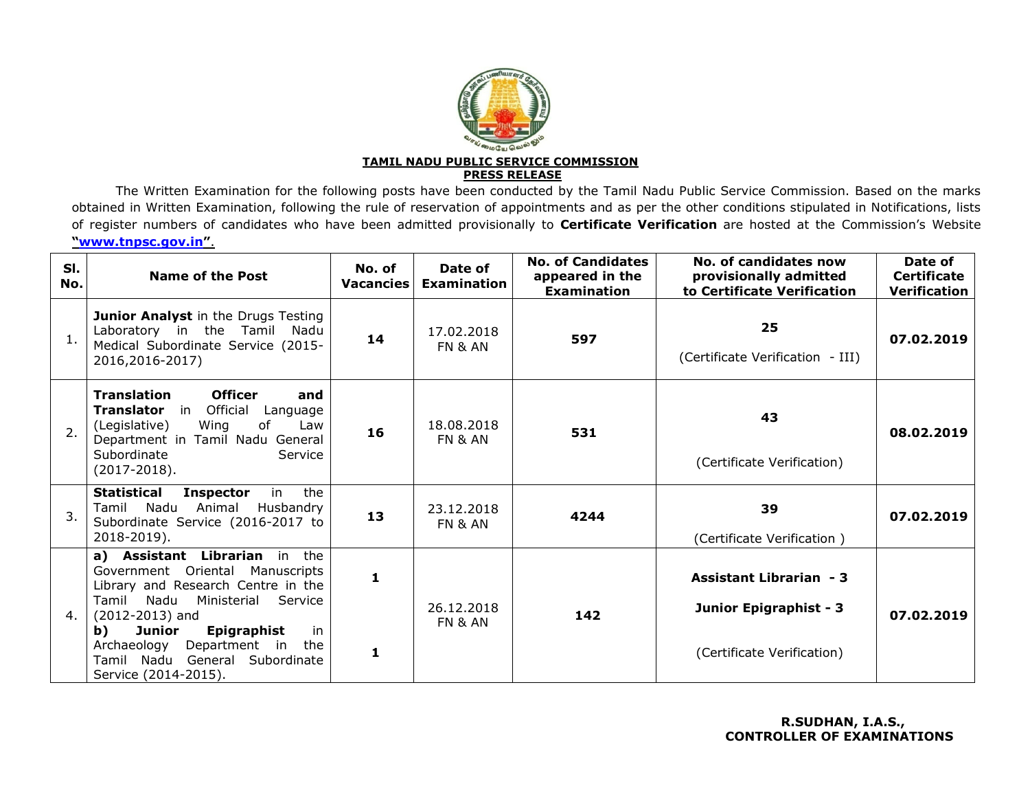**TAMIL NADU PUBLIC SERVICE COMMISSION**
**PRESS RELEASE**

The Written Examination for the following posts have been conducted by the Tamil Nadu Public Service Commission. Based on the marks obtained in Written Examination, following the rule of reservation of appointments and as per the other conditions stipulated in Notifications, lists of register numbers of candidates who have been admitted provisionally to **Certificate Verification** are hosted at the Commission's Website **"www.tnpsc.gov.in"**.

| Sl. No. | Name of the Post | No. of Vacancies | Date of Examination | No. of Candidates appeared in the Examination | No. of candidates now provisionally admitted to Certificate Verification | Date of Certificate Verification |
|---|---|---|---|---|---|---|
| 1. | **Junior Analyst** in the Drugs Testing Laboratory in the Tamil Nadu Medical Subordinate Service (2015-2016,2016-2017) | **14** | 17.02.2018 FN & AN | **597** | **25** (Certificate Verification - III) | **07.02.2019** |
| 2. | **Translation Officer and Translator** in Official Language (Legislative) Wing of Law Department in Tamil Nadu General Subordinate Service (2017-2018). | **16** | 18.08.2018 FN & AN | **531** | **43** (Certificate Verification) | **08.02.2019** |
| 3. | **Statistical Inspector** in the Tamil Nadu Animal Husbandry Subordinate Service (2016-2017 to 2018-2019). | **13** | 23.12.2018 FN & AN | **4244** | **39** (Certificate Verification ) | **07.02.2019** |
| 4. | **a) Assistant Librarian** in the Government Oriental Manuscripts Library and Research Centre in the Tamil Nadu Ministerial Service (2012-2013) and **b) Junior Epigraphist** in Archaeology Department in the Tamil Nadu General Subordinate Service (2014-2015). | **1** **1** | 26.12.2018 FN & AN | **142** | **Assistant Librarian - 3** **Junior Epigraphist - 3** (Certificate Verification) | **07.02.2019** |

**R.SUDHAN, I.A.S.,**
**CONTROLLER OF EXAMINATIONS**